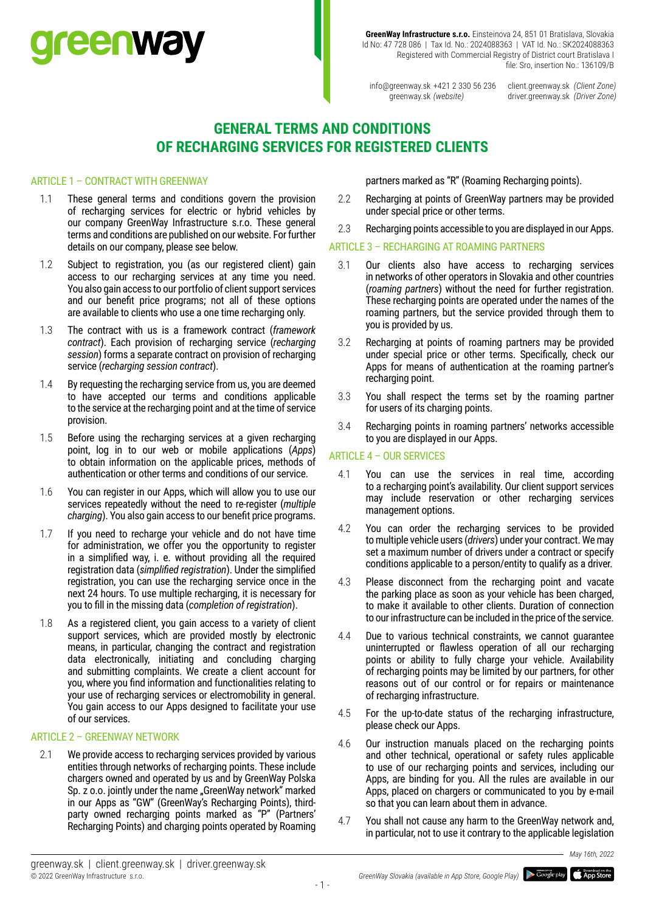**GreenWay Infrastructure s.r.o.** Einsteinova 24, 851 01 Bratislava, Slovakia
Id No: 47 728 086 | Tax Id. No.: 2024088363 | VAT Id. No.: SK2024088363
Registered with Commercial Registry of District court Bratislava I
file: Sro, insertion No.: 136109/B

info@greenway.sk +421 2 330 56 236
greenway.sk *(website)*
client.greenway.sk *(Client Zone)*
driver.greenway.sk *(Driver Zone)*

# GENERAL TERMS AND CONDITIONS OF RECHARGING SERVICES FOR REGISTERED CLIENTS

## ARTICLE 1 – CONTRACT WITH GREENWAY

1.1 These general terms and conditions govern the provision of recharging services for electric or hybrid vehicles by our company GreenWay Infrastructure s.r.o. These general terms and conditions are published on our website. For further details on our company, please see below.

1.2 Subject to registration, you (as our registered client) gain access to our recharging services at any time you need. You also gain access to our portfolio of client support services and our benefit price programs; not all of these options are available to clients who use a one time recharging only.

1.3 The contract with us is a framework contract (*framework contract*). Each provision of recharging service (*recharging session*) forms a separate contract on provision of recharging service (*recharging session contract*).

1.4 By requesting the recharging service from us, you are deemed to have accepted our terms and conditions applicable to the service at the recharging point and at the time of service provision.

1.5 Before using the recharging services at a given recharging point, log in to our web or mobile applications (*Apps*) to obtain information on the applicable prices, methods of authentication or other terms and conditions of our service.

1.6 You can register in our Apps, which will allow you to use our services repeatedly without the need to re-register (*multiple charging*). You also gain access to our benefit price programs.

1.7 If you need to recharge your vehicle and do not have time for administration, we offer you the opportunity to register in a simplified way, i. e. without providing all the required registration data (*simplified registration*). Under the simplified registration, you can use the recharging service once in the next 24 hours. To use multiple recharging, it is necessary for you to fill in the missing data (*completion of registration*).

1.8 As a registered client, you gain access to a variety of client support services, which are provided mostly by electronic means, in particular, changing the contract and registration data electronically, initiating and concluding charging and submitting complaints. We create a client account for you, where you find information and functionalities relating to your use of recharging services or electromobility in general. You gain access to our Apps designed to facilitate your use of our services.

## ARTICLE 2 – GREENWAY NETWORK

2.1 We provide access to recharging services provided by various entities through networks of recharging points. These include chargers owned and operated by us and by GreenWay Polska Sp. z o.o. jointly under the name „GreenWay network" marked in our Apps as "GW" (GreenWay's Recharging Points), third-party owned recharging points marked as "P" (Partners' Recharging Points) and charging points operated by Roaming partners marked as "R" (Roaming Recharging points).

2.2 Recharging at points of GreenWay partners may be provided under special price or other terms.

2.3 Recharging points accessible to you are displayed in our Apps.

## ARTICLE 3 – RECHARGING AT ROAMING PARTNERS

3.1 Our clients also have access to recharging services in networks of other operators in Slovakia and other countries (*roaming partners*) without the need for further registration. These recharging points are operated under the names of the roaming partners, but the service provided through them to you is provided by us.

3.2 Recharging at points of roaming partners may be provided under special price or other terms. Specifically, check our Apps for means of authentication at the roaming partner's recharging point.

3.3 You shall respect the terms set by the roaming partner for users of its charging points.

3.4 Recharging points in roaming partners' networks accessible to you are displayed in our Apps.

## ARTICLE 4 – OUR SERVICES

4.1 You can use the services in real time, according to a recharging point's availability. Our client support services may include reservation or other recharging services management options.

4.2 You can order the recharging services to be provided to multiple vehicle users (*drivers*) under your contract. We may set a maximum number of drivers under a contract or specify conditions applicable to a person/entity to qualify as a driver.

4.3 Please disconnect from the recharging point and vacate the parking place as soon as your vehicle has been charged, to make it available to other clients. Duration of connection to our infrastructure can be included in the price of the service.

4.4 Due to various technical constraints, we cannot guarantee uninterrupted or flawless operation of all our recharging points or ability to fully charge your vehicle. Availability of recharging points may be limited by our partners, for other reasons out of our control or for repairs or maintenance of recharging infrastructure.

4.5 For the up-to-date status of the recharging infrastructure, please check our Apps.

4.6 Our instruction manuals placed on the recharging points and other technical, operational or safety rules applicable to use of our recharging points and services, including our Apps, are binding for you. All the rules are available in our Apps, placed on chargers or communicated to you by e-mail so that you can learn about them in advance.

4.7 You shall not cause any harm to the GreenWay network and, in particular, not to use it contrary to the applicable legislation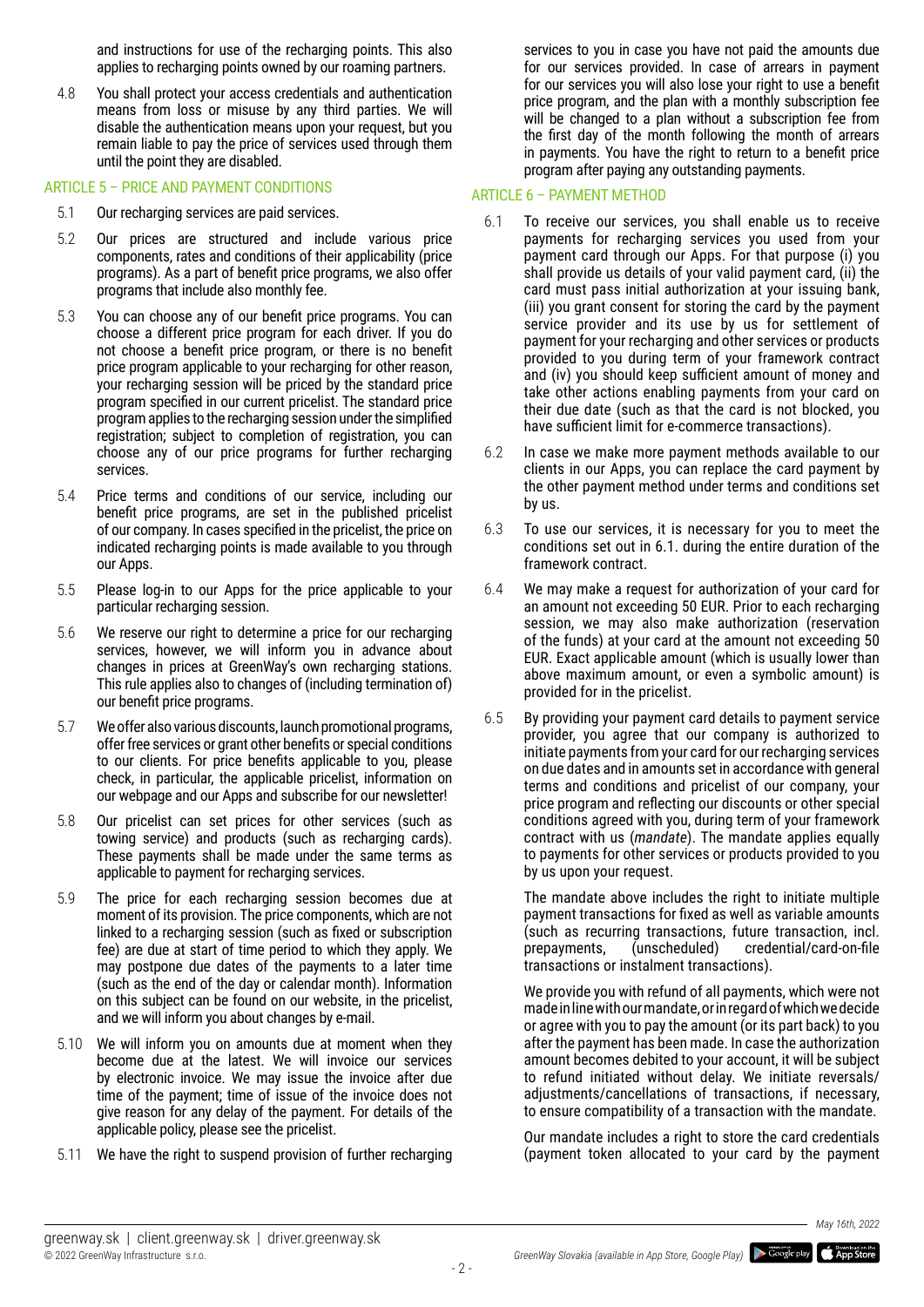and instructions for use of the recharging points. This also applies to recharging points owned by our roaming partners.

4.8 You shall protect your access credentials and authentication means from loss or misuse by any third parties. We will disable the authentication means upon your request, but you remain liable to pay the price of services used through them until the point they are disabled.

## ARTICLE 5 – PRICE AND PAYMENT CONDITIONS

5.1 Our recharging services are paid services.

5.2 Our prices are structured and include various price components, rates and conditions of their applicability (price programs). As a part of benefit price programs, we also offer programs that include also monthly fee.

5.3 You can choose any of our benefit price programs. You can choose a different price program for each driver. If you do not choose a benefit price program, or there is no benefit price program applicable to your recharging for other reason, your recharging session will be priced by the standard price program specified in our current pricelist. The standard price program applies to the recharging session under the simplified registration; subject to completion of registration, you can choose any of our price programs for further recharging services.

5.4 Price terms and conditions of our service, including our benefit price programs, are set in the published pricelist of our company. In cases specified in the pricelist, the price on indicated recharging points is made available to you through our Apps.

5.5 Please log-in to our Apps for the price applicable to your particular recharging session.

5.6 We reserve our right to determine a price for our recharging services, however, we will inform you in advance about changes in prices at GreenWay's own recharging stations. This rule applies also to changes of (including termination of) our benefit price programs.

5.7 We offer also various discounts, launch promotional programs, offer free services or grant other benefits or special conditions to our clients. For price benefits applicable to you, please check, in particular, the applicable pricelist, information on our webpage and our Apps and subscribe for our newsletter!

5.8 Our pricelist can set prices for other services (such as towing service) and products (such as recharging cards). These payments shall be made under the same terms as applicable to payment for recharging services.

5.9 The price for each recharging session becomes due at moment of its provision. The price components, which are not linked to a recharging session (such as fixed or subscription fee) are due at start of time period to which they apply. We may postpone due dates of the payments to a later time (such as the end of the day or calendar month). Information on this subject can be found on our website, in the pricelist, and we will inform you about changes by e-mail.

5.10 We will inform you on amounts due at moment when they become due at the latest. We will invoice our services by electronic invoice. We may issue the invoice after due time of the payment; time of issue of the invoice does not give reason for any delay of the payment. For details of the applicable policy, please see the pricelist.

5.11 We have the right to suspend provision of further recharging services to you in case you have not paid the amounts due for our services provided. In case of arrears in payment for our services you will also lose your right to use a benefit price program, and the plan with a monthly subscription fee will be changed to a plan without a subscription fee from the first day of the month following the month of arrears in payments. You have the right to return to a benefit price program after paying any outstanding payments.

## ARTICLE 6 – PAYMENT METHOD

6.1 To receive our services, you shall enable us to receive payments for recharging services you used from your payment card through our Apps. For that purpose (i) you shall provide us details of your valid payment card, (ii) the card must pass initial authorization at your issuing bank, (iii) you grant consent for storing the card by the payment service provider and its use by us for settlement of payment for your recharging and other services or products provided to you during term of your framework contract and (iv) you should keep sufficient amount of money and take other actions enabling payments from your card on their due date (such as that the card is not blocked, you have sufficient limit for e-commerce transactions).

6.2 In case we make more payment methods available to our clients in our Apps, you can replace the card payment by the other payment method under terms and conditions set by us.

6.3 To use our services, it is necessary for you to meet the conditions set out in 6.1. during the entire duration of the framework contract.

6.4 We may make a request for authorization of your card for an amount not exceeding 50 EUR. Prior to each recharging session, we may also make authorization (reservation of the funds) at your card at the amount not exceeding 50 EUR. Exact applicable amount (which is usually lower than above maximum amount, or even a symbolic amount) is provided for in the pricelist.

6.5 By providing your payment card details to payment service provider, you agree that our company is authorized to initiate payments from your card for our recharging services on due dates and in amounts set in accordance with general terms and conditions and pricelist of our company, your price program and reflecting our discounts or other special conditions agreed with you, during term of your framework contract with us (*mandate*). The mandate applies equally to payments for other services or products provided to you by us upon your request.

The mandate above includes the right to initiate multiple payment transactions for fixed as well as variable amounts (such as recurring transactions, future transaction, incl. prepayments, (unscheduled) credential/card-on-file transactions or instalment transactions).

We provide you with refund of all payments, which were not made in line with our mandate, or in regard of which we decide or agree with you to pay the amount (or its part back) to you after the payment has been made. In case the authorization amount becomes debited to your account, it will be subject to refund initiated without delay. We initiate reversals/adjustments/cancellations of transactions, if necessary, to ensure compatibility of a transaction with the mandate.

Our mandate includes a right to store the card credentials (payment token allocated to your card by the payment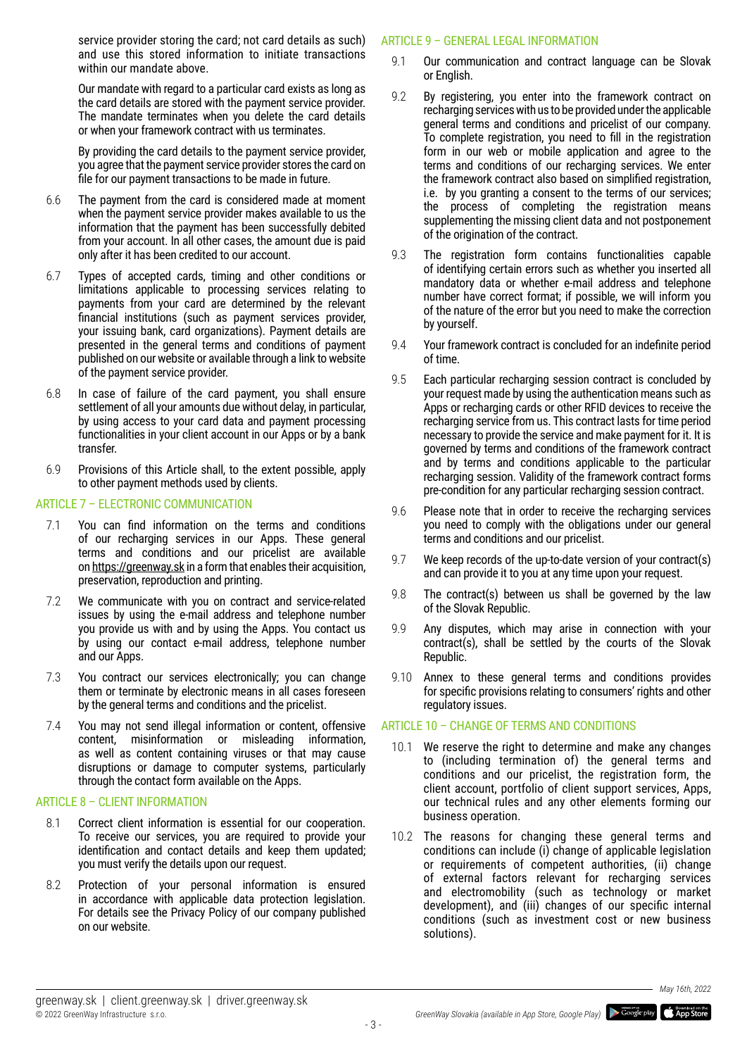service provider storing the card; not card details as such) and use this stored information to initiate transactions within our mandate above.

Our mandate with regard to a particular card exists as long as the card details are stored with the payment service provider. The mandate terminates when you delete the card details or when your framework contract with us terminates.

By providing the card details to the payment service provider, you agree that the payment service provider stores the card on file for our payment transactions to be made in future.

6.6 The payment from the card is considered made at moment when the payment service provider makes available to us the information that the payment has been successfully debited from your account. In all other cases, the amount due is paid only after it has been credited to our account.

6.7 Types of accepted cards, timing and other conditions or limitations applicable to processing services relating to payments from your card are determined by the relevant financial institutions (such as payment services provider, your issuing bank, card organizations). Payment details are presented in the general terms and conditions of payment published on our website or available through a link to website of the payment service provider.

6.8 In case of failure of the card payment, you shall ensure settlement of all your amounts due without delay, in particular, by using access to your card data and payment processing functionalities in your client account in our Apps or by a bank transfer.

6.9 Provisions of this Article shall, to the extent possible, apply to other payment methods used by clients.

## ARTICLE 7 – ELECTRONIC COMMUNICATION

7.1 You can find information on the terms and conditions of our recharging services in our Apps. These general terms and conditions and our pricelist are available on https://greenway.sk in a form that enables their acquisition, preservation, reproduction and printing.

7.2 We communicate with you on contract and service-related issues by using the e-mail address and telephone number you provide us with and by using the Apps. You contact us by using our contact e-mail address, telephone number and our Apps.

7.3 You contract our services electronically; you can change them or terminate by electronic means in all cases foreseen by the general terms and conditions and the pricelist.

7.4 You may not send illegal information or content, offensive content, misinformation or misleading information, as well as content containing viruses or that may cause disruptions or damage to computer systems, particularly through the contact form available on the Apps.

## ARTICLE 8 – CLIENT INFORMATION

8.1 Correct client information is essential for our cooperation. To receive our services, you are required to provide your identification and contact details and keep them updated; you must verify the details upon our request.

8.2 Protection of your personal information is ensured in accordance with applicable data protection legislation. For details see the Privacy Policy of our company published on our website.

## ARTICLE 9 – GENERAL LEGAL INFORMATION

9.1 Our communication and contract language can be Slovak or English.

9.2 By registering, you enter into the framework contract on recharging services with us to be provided under the applicable general terms and conditions and pricelist of our company. To complete registration, you need to fill in the registration form in our web or mobile application and agree to the terms and conditions of our recharging services. We enter the framework contract also based on simplified registration, i.e. by you granting a consent to the terms of our services; the process of completing the registration means supplementing the missing client data and not postponement of the origination of the contract.

9.3 The registration form contains functionalities capable of identifying certain errors such as whether you inserted all mandatory data or whether e-mail address and telephone number have correct format; if possible, we will inform you of the nature of the error but you need to make the correction by yourself.

9.4 Your framework contract is concluded for an indefinite period of time.

9.5 Each particular recharging session contract is concluded by your request made by using the authentication means such as Apps or recharging cards or other RFID devices to receive the recharging service from us. This contract lasts for time period necessary to provide the service and make payment for it. It is governed by terms and conditions of the framework contract and by terms and conditions applicable to the particular recharging session. Validity of the framework contract forms pre-condition for any particular recharging session contract.

9.6 Please note that in order to receive the recharging services you need to comply with the obligations under our general terms and conditions and our pricelist.

9.7 We keep records of the up-to-date version of your contract(s) and can provide it to you at any time upon your request.

9.8 The contract(s) between us shall be governed by the law of the Slovak Republic.

9.9 Any disputes, which may arise in connection with your contract(s), shall be settled by the courts of the Slovak Republic.

9.10 Annex to these general terms and conditions provides for specific provisions relating to consumers' rights and other regulatory issues.

## ARTICLE 10 – CHANGE OF TERMS AND CONDITIONS

10.1 We reserve the right to determine and make any changes to (including termination of) the general terms and conditions and our pricelist, the registration form, the client account, portfolio of client support services, Apps, our technical rules and any other elements forming our business operation.

10.2 The reasons for changing these general terms and conditions can include (i) change of applicable legislation or requirements of competent authorities, (ii) change of external factors relevant for recharging services and electromobility (such as technology or market development), and (iii) changes of our specific internal conditions (such as investment cost or new business solutions).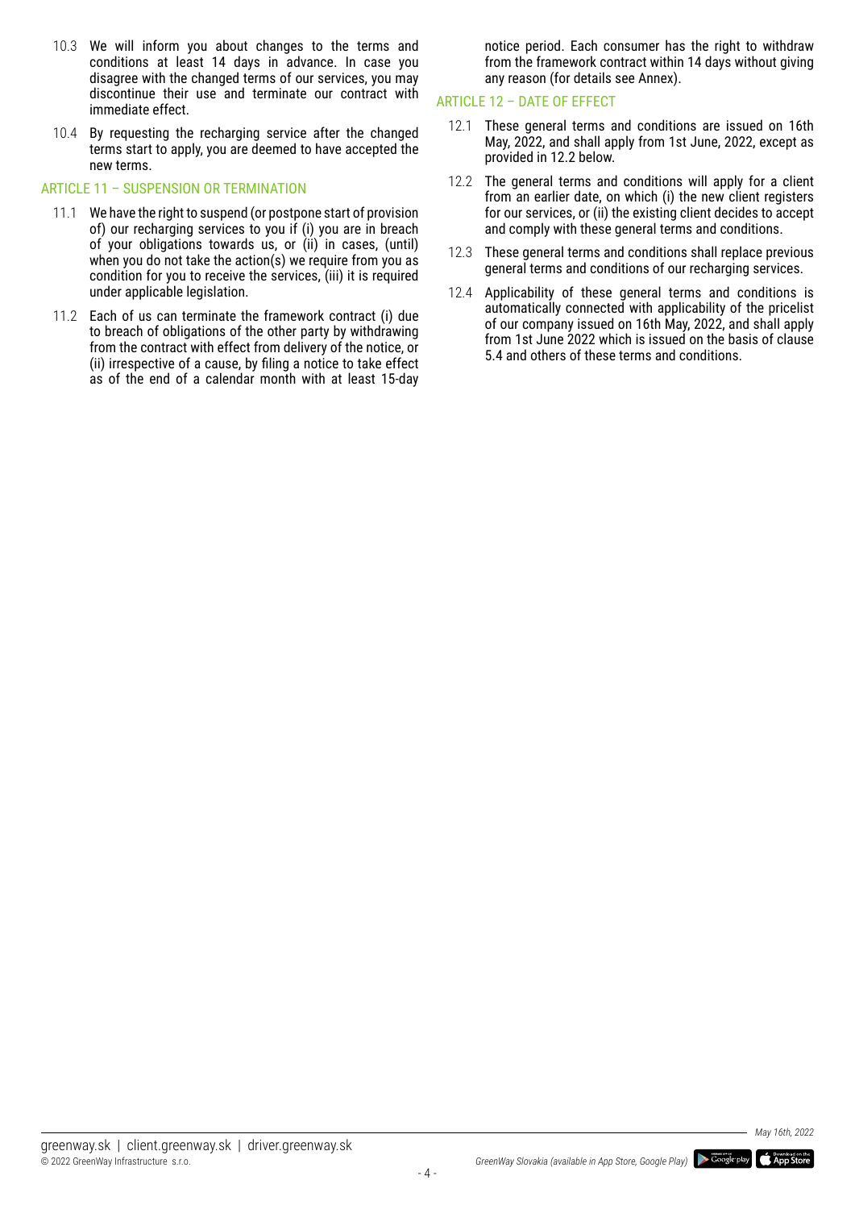10.3 We will inform you about changes to the terms and conditions at least 14 days in advance. In case you disagree with the changed terms of our services, you may discontinue their use and terminate our contract with immediate effect.

10.4 By requesting the recharging service after the changed terms start to apply, you are deemed to have accepted the new terms.

## ARTICLE 11 – SUSPENSION OR TERMINATION

11.1 We have the right to suspend (or postpone start of provision of) our recharging services to you if (i) you are in breach of your obligations towards us, or (ii) in cases, (until) when you do not take the action(s) we require from you as condition for you to receive the services, (iii) it is required under applicable legislation.

11.2 Each of us can terminate the framework contract (i) due to breach of obligations of the other party by withdrawing from the contract with effect from delivery of the notice, or (ii) irrespective of a cause, by filing a notice to take effect as of the end of a calendar month with at least 15-day notice period. Each consumer has the right to withdraw from the framework contract within 14 days without giving any reason (for details see Annex).

## ARTICLE 12 – DATE OF EFFECT

12.1 These general terms and conditions are issued on 16th May, 2022, and shall apply from 1st June, 2022, except as provided in 12.2 below.

12.2 The general terms and conditions will apply for a client from an earlier date, on which (i) the new client registers for our services, or (ii) the existing client decides to accept and comply with these general terms and conditions.

12.3 These general terms and conditions shall replace previous general terms and conditions of our recharging services.

12.4 Applicability of these general terms and conditions is automatically connected with applicability of the pricelist of our company issued on 16th May, 2022, and shall apply from 1st June 2022 which is issued on the basis of clause 5.4 and others of these terms and conditions.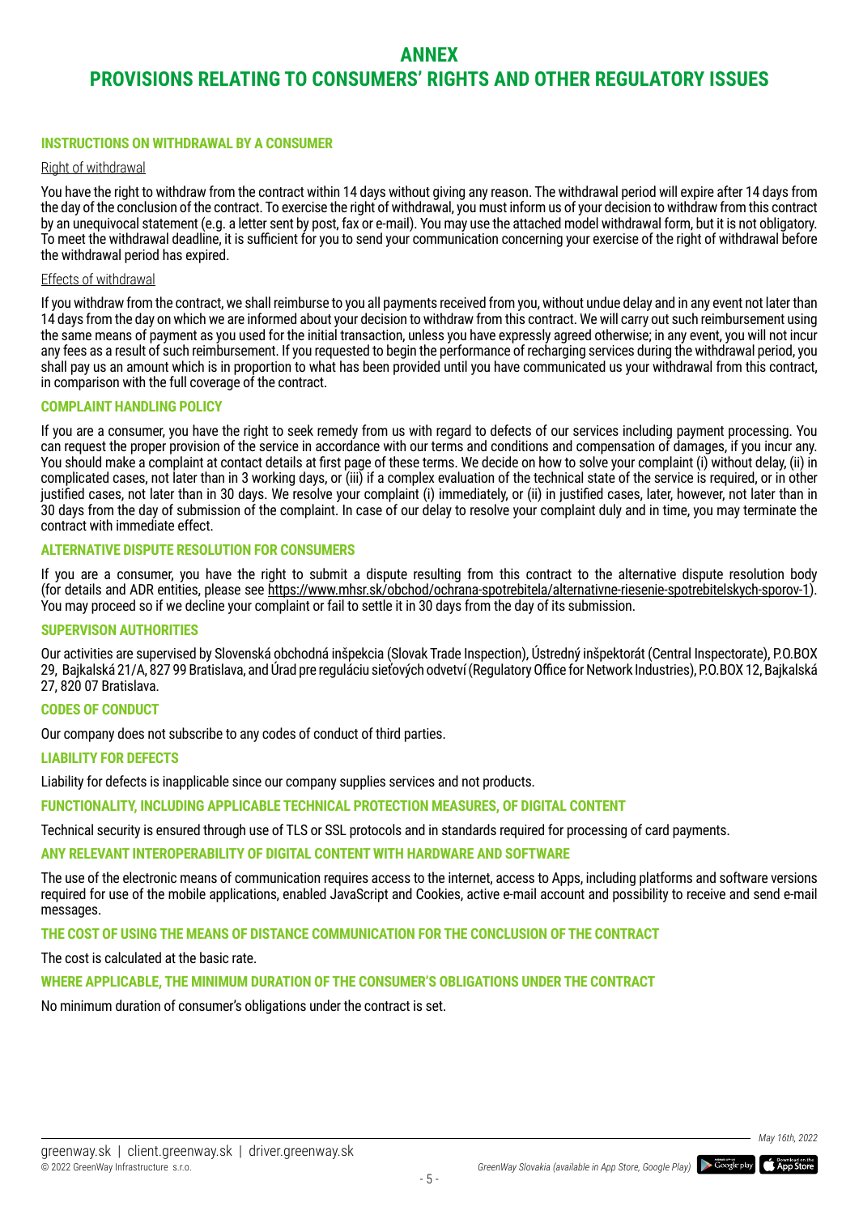# ANNEX

# PROVISIONS RELATING TO CONSUMERS' RIGHTS AND OTHER REGULATORY ISSUES

### INSTRUCTIONS ON WITHDRAWAL BY A CONSUMER

Right of withdrawal

You have the right to withdraw from the contract within 14 days without giving any reason. The withdrawal period will expire after 14 days from the day of the conclusion of the contract. To exercise the right of withdrawal, you must inform us of your decision to withdraw from this contract by an unequivocal statement (e.g. a letter sent by post, fax or e-mail). You may use the attached model withdrawal form, but it is not obligatory. To meet the withdrawal deadline, it is sufficient for you to send your communication concerning your exercise of the right of withdrawal before the withdrawal period has expired.

Effects of withdrawal

If you withdraw from the contract, we shall reimburse to you all payments received from you, without undue delay and in any event not later than 14 days from the day on which we are informed about your decision to withdraw from this contract. We will carry out such reimbursement using the same means of payment as you used for the initial transaction, unless you have expressly agreed otherwise; in any event, you will not incur any fees as a result of such reimbursement. If you requested to begin the performance of recharging services during the withdrawal period, you shall pay us an amount which is in proportion to what has been provided until you have communicated us your withdrawal from this contract, in comparison with the full coverage of the contract.

### COMPLAINT HANDLING POLICY

If you are a consumer, you have the right to seek remedy from us with regard to defects of our services including payment processing. You can request the proper provision of the service in accordance with our terms and conditions and compensation of damages, if you incur any. You should make a complaint at contact details at first page of these terms. We decide on how to solve your complaint (i) without delay, (ii) in complicated cases, not later than in 3 working days, or (iii) if a complex evaluation of the technical state of the service is required, or in other justified cases, not later than in 30 days. We resolve your complaint (i) immediately, or (ii) in justified cases, later, however, not later than in 30 days from the day of submission of the complaint. In case of our delay to resolve your complaint duly and in time, you may terminate the contract with immediate effect.

### ALTERNATIVE DISPUTE RESOLUTION FOR CONSUMERS

If you are a consumer, you have the right to submit a dispute resulting from this contract to the alternative dispute resolution body (for details and ADR entities, please see https://www.mhsr.sk/obchod/ochrana-spotrebitela/alternativne-riesenie-spotrebitelskych-sporov-1). You may proceed so if we decline your complaint or fail to settle it in 30 days from the day of its submission.

### SUPERVISON AUTHORITIES

Our activities are supervised by Slovenská obchodná inšpekcia (Slovak Trade Inspection), Ústredný inšpektorát (Central Inspectorate), P.O.BOX 29, Bajkalská 21/A, 827 99 Bratislava, and Úrad pre reguláciu sieťových odvetví (Regulatory Office for Network Industries), P.O.BOX 12, Bajkalská 27, 820 07 Bratislava.

### CODES OF CONDUCT

Our company does not subscribe to any codes of conduct of third parties.

### LIABILITY FOR DEFECTS

Liability for defects is inapplicable since our company supplies services and not products.

### FUNCTIONALITY, INCLUDING APPLICABLE TECHNICAL PROTECTION MEASURES, OF DIGITAL CONTENT

Technical security is ensured through use of TLS or SSL protocols and in standards required for processing of card payments.

### ANY RELEVANT INTEROPERABILITY OF DIGITAL CONTENT WITH HARDWARE AND SOFTWARE

The use of the electronic means of communication requires access to the internet, access to Apps, including platforms and software versions required for use of the mobile applications, enabled JavaScript and Cookies, active e-mail account and possibility to receive and send e-mail messages.

### THE COST OF USING THE MEANS OF DISTANCE COMMUNICATION FOR THE CONCLUSION OF THE CONTRACT

The cost is calculated at the basic rate.

### WHERE APPLICABLE, THE MINIMUM DURATION OF THE CONSUMER'S OBLIGATIONS UNDER THE CONTRACT

No minimum duration of consumer's obligations under the contract is set.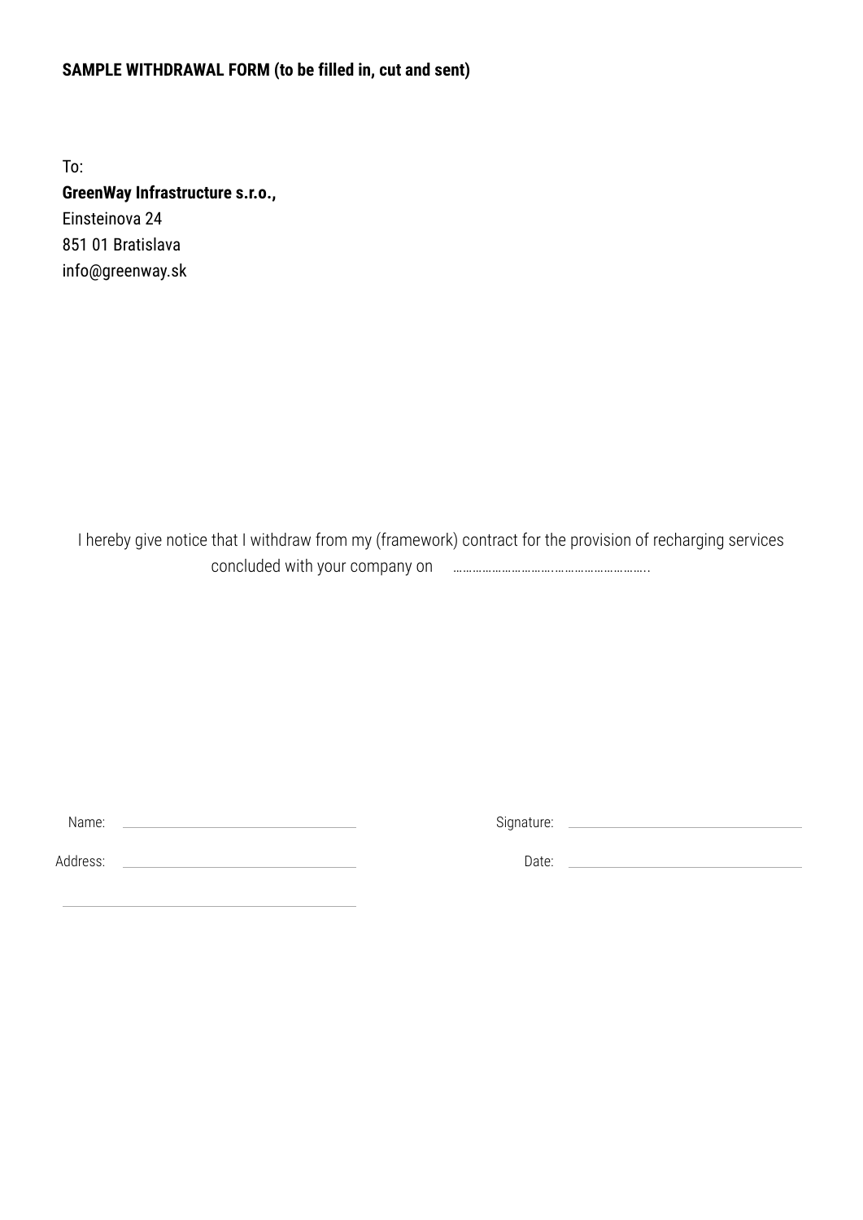**SAMPLE WITHDRAWAL FORM (to be filled in, cut and sent)**

To:
**GreenWay Infrastructure s.r.o.,**
Einsteinova 24
851 01 Bratislava
info@greenway.sk

I hereby give notice that I withdraw from my (framework) contract for the provision of recharging services concluded with your company on ………………………….……………………..

Name: ______________________

Address: ______________________

______________________

Signature: ______________________

Date: ______________________